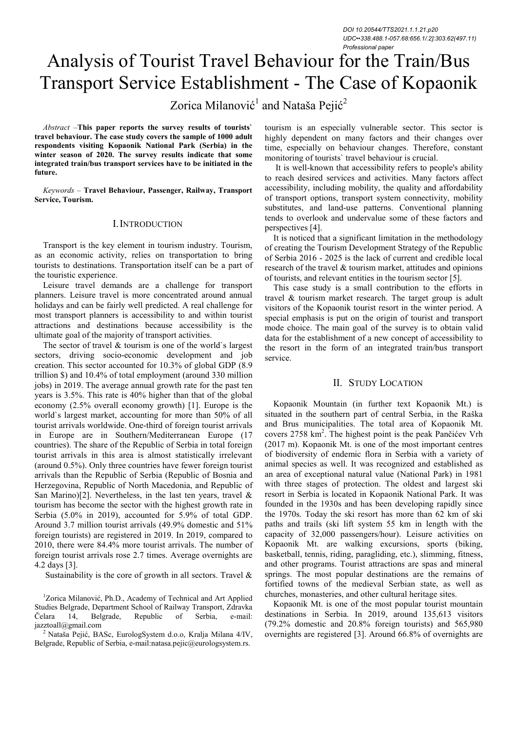DOI 10.20544/TTS2021.1.1.21.p20
UDC••338.488.1-057.68:656.1/.2]:303.62(497.11)
Professional paper

# Analysis of Tourist Travel Behaviour for the Train/Bus Transport Service Establishment - The Case of Kopaonik

Zorica Milanović[1] and Nataša Pejić[2]

*Abstract* –**This paper reports the survey results of tourists` travel behaviour. The case study covers the sample of 1000 adult respondents visiting Kopaonik National Park (Serbia) in the winter season of 2020. The survey results indicate that some integrated train/bus transport services have to be initiated in the future.**

*Keywords* – **Travel Behaviour, Passenger, Railway, Transport Service, Tourism.**

## I. Introduction

Transport is the key element in tourism industry. Tourism, as an economic activity, relies on transportation to bring tourists to destinations. Transportation itself can be a part of the touristic experience.

Leisure travel demands are a challenge for transport planners. Leisure travel is more concentrated around annual holidays and can be fairly well predicted. A real challenge for most transport planners is accessibility to and within tourist attractions and destinations because accessibility is the ultimate goal of the majority of transport activities.

The sector of travel & tourism is one of the world`s largest sectors, driving socio-economic development and job creation. This sector accounted for 10.3% of global GDP (8.9 trillion $) and 10.4% of total employment (around 330 million jobs) in 2019. The average annual growth rate for the past ten years is 3.5%. This rate is 40% higher than that of the global economy (2.5% overall economy growth) [1]. Europe is the world`s largest market, accounting for more than 50% of all tourist arrivals worldwide. One-third of foreign tourist arrivals in Europe are in Southern/Mediterranean Europe (17 countries). The share of the Republic of Serbia in total foreign tourist arrivals in this area is almost statistically irrelevant (around 0.5%). Only three countries have fewer foreign tourist arrivals than the Republic of Serbia (Republic of Bosnia and Herzegovina, Republic of North Macedonia, and Republic of San Marino)[2]. Nevertheless, in the last ten years, travel & tourism has become the sector with the highest growth rate in Serbia (5.0% in 2019), accounted for 5.9% of total GDP. Around 3.7 million tourist arrivals (49.9% domestic and 51% foreign tourists) are registered in 2019. In 2019, compared to 2010, there were 84.4% more tourist arrivals. The number of foreign tourist arrivals rose 2.7 times. Average overnights are 4.2 days [3].

Sustainability is the core of growth in all sectors. Travel & tourism is an especially vulnerable sector. This sector is highly dependent on many factors and their changes over time, especially on behaviour changes. Therefore, constant monitoring of tourists` travel behaviour is crucial.

It is well-known that accessibility refers to people's ability to reach desired services and activities. Many factors affect accessibility, including mobility, the quality and affordability of transport options, transport system connectivity, mobility substitutes, and land-use patterns. Conventional planning tends to overlook and undervalue some of these factors and perspectives [4].

It is noticed that a significant limitation in the methodology of creating the Tourism Development Strategy of the Republic of Serbia 2016 - 2025 is the lack of current and credible local research of the travel & tourism market, attitudes and opinions of tourists, and relevant entities in the tourism sector [5].

This case study is a small contribution to the efforts in travel & tourism market research. The target group is adult visitors of the Kopaonik tourist resort in the winter period. A special emphasis is put on the origin of tourist and transport mode choice. The main goal of the survey is to obtain valid data for the establishment of a new concept of accessibility to the resort in the form of an integrated train/bus transport service.

## II. Study Location

Kopaonik Mountain (in further text Kopaonik Mt.) is situated in the southern part of central Serbia, in the Raška and Brus municipalities. The total area of Kopaonik Mt. covers 2758 km$^2$. The highest point is the peak Pančićev Vrh (2017 m). Kopaonik Mt. is one of the most important centres of biodiversity of endemic flora in Serbia with a variety of animal species as well. It was recognized and established as an area of exceptional natural value (National Park) in 1981 with three stages of protection. The oldest and largest ski resort in Serbia is located in Kopaonik National Park. It was founded in the 1930s and has been developing rapidly since the 1970s. Today the ski resort has more than 62 km of ski paths and trails (ski lift system 55 km in length with the capacity of 32,000 passengers/hour). Leisure activities on Kopaonik Mt. are walking excursions, sports (biking, basketball, tennis, riding, paragliding, etc.), slimming, fitness, and other programs. Tourist attractions are spas and mineral springs. The most popular destinations are the remains of fortified towns of the medieval Serbian state, as well as churches, monasteries, and other cultural heritage sites.

Kopaonik Mt. is one of the most popular tourist mountain destinations in Serbia. In 2019, around 135,613 visitors (79.2% domestic and 20.8% foreign tourists) and 565,980 overnights are registered [3]. Around 66.8% of overnights are

[1]Zorica Milanović, Ph.D., Academy of Technical and Art Applied Studies Belgrade, Department School of Railway Transport, Zdravka Čelara 14, Belgrade, Republic of Serbia, e-mail: jazztoall@gmail.com

[2] Nataša Pejić, BASc, EurologSystem d.o.o, Kralja Milana 4/IV, Belgrade, Republic of Serbia, e-mail:natasa.pejic@eurologsystem.rs.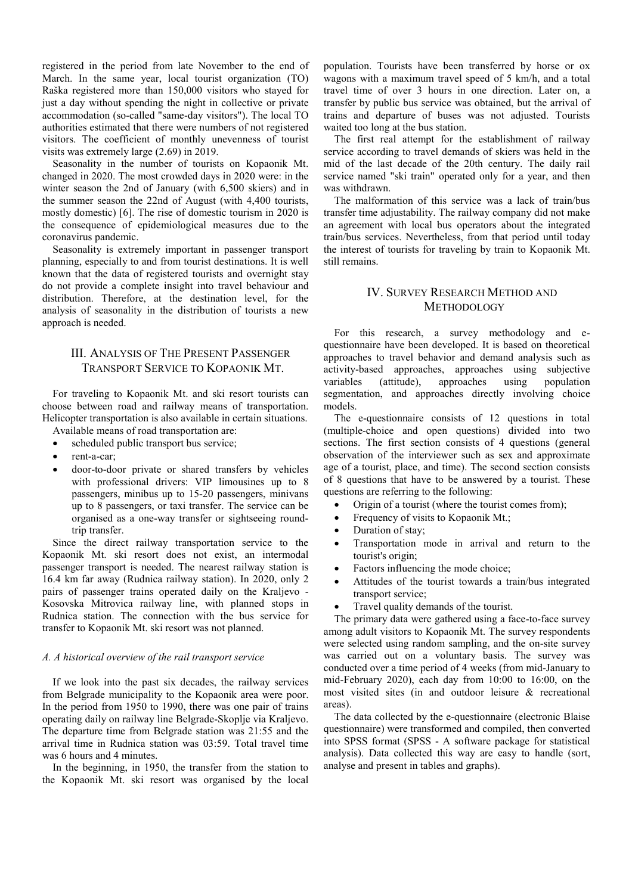registered in the period from late November to the end of March. In the same year, local tourist organization (TO) Raška registered more than 150,000 visitors who stayed for just a day without spending the night in collective or private accommodation (so-called "same-day visitors"). The local TO authorities estimated that there were numbers of not registered visitors. The coefficient of monthly unevenness of tourist visits was extremely large (2.69) in 2019.

Seasonality in the number of tourists on Kopaonik Mt. changed in 2020. The most crowded days in 2020 were: in the winter season the 2nd of January (with 6,500 skiers) and in the summer season the 22nd of August (with 4,400 tourists, mostly domestic) [6]. The rise of domestic tourism in 2020 is the consequence of epidemiological measures due to the coronavirus pandemic.

Seasonality is extremely important in passenger transport planning, especially to and from tourist destinations. It is well known that the data of registered tourists and overnight stay do not provide a complete insight into travel behaviour and distribution. Therefore, at the destination level, for the analysis of seasonality in the distribution of tourists a new approach is needed.

## III. Analysis of The Present Passenger Transport Service to Kopaonik Mt.

For traveling to Kopaonik Mt. and ski resort tourists can choose between road and railway means of transportation. Helicopter transportation is also available in certain situations.

Available means of road transportation are:

- scheduled public transport bus service;
- rent-a-car;
- door-to-door private or shared transfers by vehicles with professional drivers: VIP limousines up to 8 passengers, minibus up to 15-20 passengers, minivans up to 8 passengers, or taxi transfer. The service can be organised as a one-way transfer or sightseeing round-trip transfer.

Since the direct railway transportation service to the Kopaonik Mt. ski resort does not exist, an intermodal passenger transport is needed. The nearest railway station is 16.4 km far away (Rudnica railway station). In 2020, only 2 pairs of passenger trains operated daily on the Kraljevo - Kosovska Mitrovica railway line, with planned stops in Rudnica station. The connection with the bus service for transfer to Kopaonik Mt. ski resort was not planned.

### *A. A historical overview of the rail transport service*

If we look into the past six decades, the railway services from Belgrade municipality to the Kopaonik area were poor. In the period from 1950 to 1990, there was one pair of trains operating daily on railway line Belgrade-Skoplje via Kraljevo. The departure time from Belgrade station was 21:55 and the arrival time in Rudnica station was 03:59. Total travel time was 6 hours and 4 minutes.

In the beginning, in 1950, the transfer from the station to the Kopaonik Mt. ski resort was organised by the local population. Tourists have been transferred by horse or ox wagons with a maximum travel speed of 5 km/h, and a total travel time of over 3 hours in one direction. Later on, a transfer by public bus service was obtained, but the arrival of trains and departure of buses was not adjusted. Tourists waited too long at the bus station.

The first real attempt for the establishment of railway service according to travel demands of skiers was held in the mid of the last decade of the 20th century. The daily rail service named "ski train" operated only for a year, and then was withdrawn.

The malformation of this service was a lack of train/bus transfer time adjustability. The railway company did not make an agreement with local bus operators about the integrated train/bus services. Nevertheless, from that period until today the interest of tourists for traveling by train to Kopaonik Mt. still remains.

## IV. Survey Research Method and Methodology

For this research, a survey methodology and e-questionnaire have been developed. It is based on theoretical approaches to travel behavior and demand analysis such as activity-based approaches, approaches using subjective variables (attitude), approaches using population segmentation, and approaches directly involving choice models.

The e-questionnaire consists of 12 questions in total (multiple-choice and open questions) divided into two sections. The first section consists of 4 questions (general observation of the interviewer such as sex and approximate age of a tourist, place, and time). The second section consists of 8 questions that have to be answered by a tourist. These questions are referring to the following:

- Origin of a tourist (where the tourist comes from);
- Frequency of visits to Kopaonik Mt.;
- Duration of stay;
- Transportation mode in arrival and return to the tourist's origin;
- Factors influencing the mode choice;
- Attitudes of the tourist towards a train/bus integrated transport service;
- Travel quality demands of the tourist.

The primary data were gathered using a face-to-face survey among adult visitors to Kopaonik Mt. The survey respondents were selected using random sampling, and the on-site survey was carried out on a voluntary basis. The survey was conducted over a time period of 4 weeks (from mid-January to mid-February 2020), each day from 10:00 to 16:00, on the most visited sites (in and outdoor leisure & recreational areas).

The data collected by the e-questionnaire (electronic Blaise questionnaire) were transformed and compiled, then converted into SPSS format (SPSS - A software package for statistical analysis). Data collected this way are easy to handle (sort, analyse and present in tables and graphs).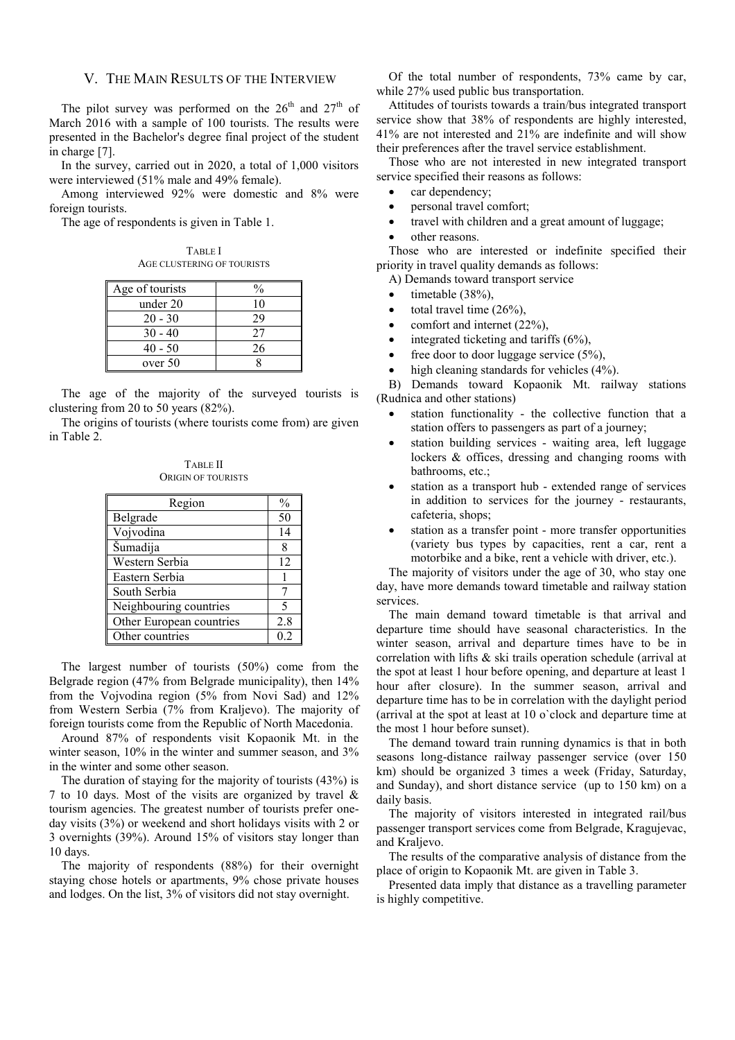## V. The Main Results of the Interview

The pilot survey was performed on the 26th and 27th of March 2016 with a sample of 100 tourists. The results were presented in the Bachelor's degree final project of the student in charge [7].

In the survey, carried out in 2020, a total of 1,000 visitors were interviewed (51% male and 49% female).

Among interviewed 92% were domestic and 8% were foreign tourists.

The age of respondents is given in Table 1.

TABLE I
AGE CLUSTERING OF TOURISTS

| Age of tourists | % |
|---|---|
| under 20 | 10 |
| 20 - 30 | 29 |
| 30 - 40 | 27 |
| 40 - 50 | 26 |
| over 50 | 8 |

The age of the majority of the surveyed tourists is clustering from 20 to 50 years (82%).

The origins of tourists (where tourists come from) are given in Table 2.

TABLE II
ORIGIN OF TOURISTS

| Region | % |
|---|---|
| Belgrade | 50 |
| Vojvodina | 14 |
| Šumadija | 8 |
| Western Serbia | 12 |
| Eastern Serbia | 1 |
| South Serbia | 7 |
| Neighbouring countries | 5 |
| Other European countries | 2.8 |
| Other countries | 0.2 |

The largest number of tourists (50%) come from the Belgrade region (47% from Belgrade municipality), then 14% from the Vojvodina region (5% from Novi Sad) and 12% from Western Serbia (7% from Kraljevo). The majority of foreign tourists come from the Republic of North Macedonia.

Around 87% of respondents visit Kopaonik Mt. in the winter season, 10% in the winter and summer season, and 3% in the winter and some other season.

The duration of staying for the majority of tourists (43%) is 7 to 10 days. Most of the visits are organized by travel & tourism agencies. The greatest number of tourists prefer one-day visits (3%) or weekend and short holidays visits with 2 or 3 overnights (39%). Around 15% of visitors stay longer than 10 days.

The majority of respondents (88%) for their overnight staying chose hotels or apartments, 9% chose private houses and lodges. On the list, 3% of visitors did not stay overnight.

Of the total number of respondents, 73% came by car, while 27% used public bus transportation.

Attitudes of tourists towards a train/bus integrated transport service show that 38% of respondents are highly interested, 41% are not interested and 21% are indefinite and will show their preferences after the travel service establishment.

Those who are not interested in new integrated transport service specified their reasons as follows:

- car dependency;
- personal travel comfort;
- travel with children and a great amount of luggage;
- other reasons.

Those who are interested or indefinite specified their priority in travel quality demands as follows:

A) Demands toward transport service

- timetable (38%),
- total travel time (26%),
- comfort and internet (22%),
- integrated ticketing and tariffs (6%),
- free door to door luggage service (5%),
- high cleaning standards for vehicles (4%).

B) Demands toward Kopaonik Mt. railway stations (Rudnica and other stations)

- station functionality - the collective function that a station offers to passengers as part of a journey;
- station building services - waiting area, left luggage lockers & offices, dressing and changing rooms with bathrooms, etc.;
- station as a transport hub - extended range of services in addition to services for the journey - restaurants, cafeteria, shops;
- station as a transfer point - more transfer opportunities (variety bus types by capacities, rent a car, rent a motorbike and a bike, rent a vehicle with driver, etc.).

The majority of visitors under the age of 30, who stay one day, have more demands toward timetable and railway station services.

The main demand toward timetable is that arrival and departure time should have seasonal characteristics. In the winter season, arrival and departure times have to be in correlation with lifts & ski trails operation schedule (arrival at the spot at least 1 hour before opening, and departure at least 1 hour after closure). In the summer season, arrival and departure time has to be in correlation with the daylight period (arrival at the spot at least at 10 o`clock and departure time at the most 1 hour before sunset).

The demand toward train running dynamics is that in both seasons long-distance railway passenger service (over 150 km) should be organized 3 times a week (Friday, Saturday, and Sunday), and short distance service (up to 150 km) on a daily basis.

The majority of visitors interested in integrated rail/bus passenger transport services come from Belgrade, Kragujevac, and Kraljevo.

The results of the comparative analysis of distance from the place of origin to Kopaonik Mt. are given in Table 3.

Presented data imply that distance as a travelling parameter is highly competitive.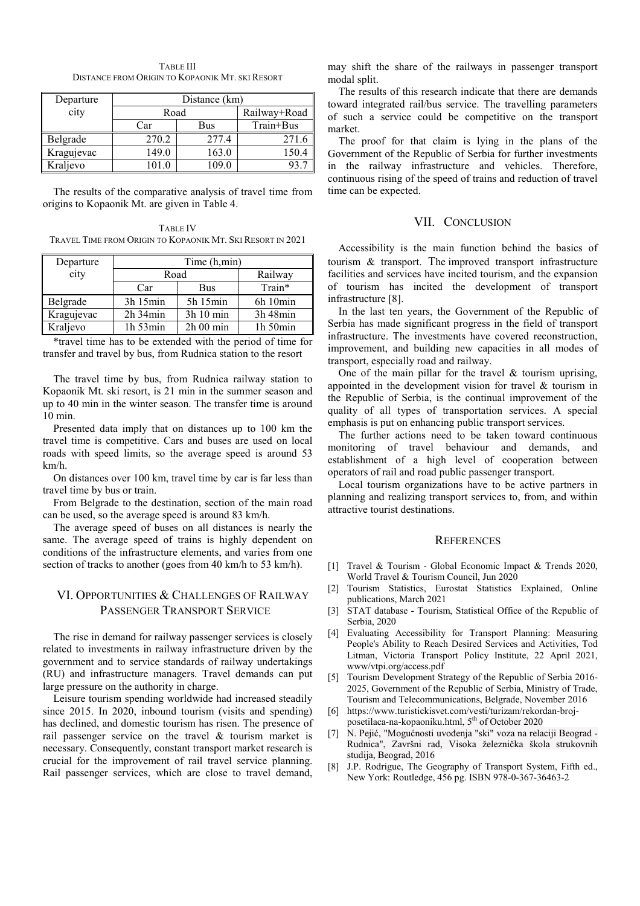TABLE III
DISTANCE FROM ORIGIN TO KOPAONIK MT. SKI RESORT

| Departure city | Distance (km) | | |
|---|---|---|---|
| | Road | | Railway+Road |
| | Car | Bus | Train+Bus |
| Belgrade | 270.2 | 277.4 | 271.6 |
| Kragujevac | 149.0 | 163.0 | 150.4 |
| Kraljevo | 101.0 | 109.0 | 93.7 |

The results of the comparative analysis of travel time from origins to Kopaonik Mt. are given in Table 4.

TABLE IV
TRAVEL TIME FROM ORIGIN TO KOPAONIK MT. SKI RESORT IN 2021

| Departure city | Time (h,min) | | |
|---|---|---|---|
| | Road | | Railway |
| | Car | Bus | Train* |
| Belgrade | 3h 15min | 5h 15min | 6h 10min |
| Kragujevac | 2h 34min | 3h 10 min | 3h 48min |
| Kraljevo | 1h 53min | 2h 00 min | 1h 50min |

*travel time has to be extended with the period of time for transfer and travel by bus, from Rudnica station to the resort

The travel time by bus, from Rudnica railway station to Kopaonik Mt. ski resort, is 21 min in the summer season and up to 40 min in the winter season. The transfer time is around 10 min.

Presented data imply that on distances up to 100 km the travel time is competitive. Cars and buses are used on local roads with speed limits, so the average speed is around 53 km/h.

On distances over 100 km, travel time by car is far less than travel time by bus or train.

From Belgrade to the destination, section of the main road can be used, so the average speed is around 83 km/h.

The average speed of buses on all distances is nearly the same. The average speed of trains is highly dependent on conditions of the infrastructure elements, and varies from one section of tracks to another (goes from 40 km/h to 53 km/h).

## VI. OPPORTUNITIES & CHALLENGES OF RAILWAY PASSENGER TRANSPORT SERVICE

The rise in demand for railway passenger services is closely related to investments in railway infrastructure driven by the government and to service standards of railway undertakings (RU) and infrastructure managers. Travel demands can put large pressure on the authority in charge.

Leisure tourism spending worldwide had increased steadily since 2015. In 2020, inbound tourism (visits and spending) has declined, and domestic tourism has risen. The presence of rail passenger service on the travel & tourism market is necessary. Consequently, constant transport market research is crucial for the improvement of rail travel service planning. Rail passenger services, which are close to travel demand, may shift the share of the railways in passenger transport modal split.

The results of this research indicate that there are demands toward integrated rail/bus service. The travelling parameters of such a service could be competitive on the transport market.

The proof for that claim is lying in the plans of the Government of the Republic of Serbia for further investments in the railway infrastructure and vehicles. Therefore, continuous rising of the speed of trains and reduction of travel time can be expected.

## VII. CONCLUSION

Accessibility is the main function behind the basics of tourism & transport. The improved transport infrastructure facilities and services have incited tourism, and the expansion of tourism has incited the development of transport infrastructure [8].

In the last ten years, the Government of the Republic of Serbia has made significant progress in the field of transport infrastructure. The investments have covered reconstruction, improvement, and building new capacities in all modes of transport, especially road and railway.

One of the main pillar for the travel & tourism uprising, appointed in the development vision for travel & tourism in the Republic of Serbia, is the continual improvement of the quality of all types of transportation services. A special emphasis is put on enhancing public transport services.

The further actions need to be taken toward continuous monitoring of travel behaviour and demands, and establishment of a high level of cooperation between operators of rail and road public passenger transport.

Local tourism organizations have to be active partners in planning and realizing transport services to, from, and within attractive tourist destinations.

## REFERENCES

[1] Travel & Tourism - Global Economic Impact & Trends 2020, World Travel & Tourism Council, Jun 2020

[2] Tourism Statistics, Eurostat Statistics Explained, Online publications, March 2021

[3] STAT database - Tourism, Statistical Office of the Republic of Serbia, 2020

[4] Evaluating Accessibility for Transport Planning: Measuring People's Ability to Reach Desired Services and Activities, Tod Litman, Victoria Transport Policy Institute, 22 April 2021, www/vtpi.org/access.pdf

[5] Tourism Development Strategy of the Republic of Serbia 2016-2025, Government of the Republic of Serbia, Ministry of Trade, Tourism and Telecommunications, Belgrade, November 2016

[6] https://www.turistickisvet.com/vesti/turizam/rekordan-broj-posetilaca-na-kopaoniku.html, 5th of October 2020

[7] N. Pejić, "Mogućnosti uvođenja "ski" voza na relaciji Beograd - Rudnica", Završni rad, Visoka železnička škola strukovnih studija, Beograd, 2016

[8] J.P. Rodrigue, The Geography of Transport System, Fifth ed., New York: Routledge, 456 pg. ISBN 978-0-367-36463-2